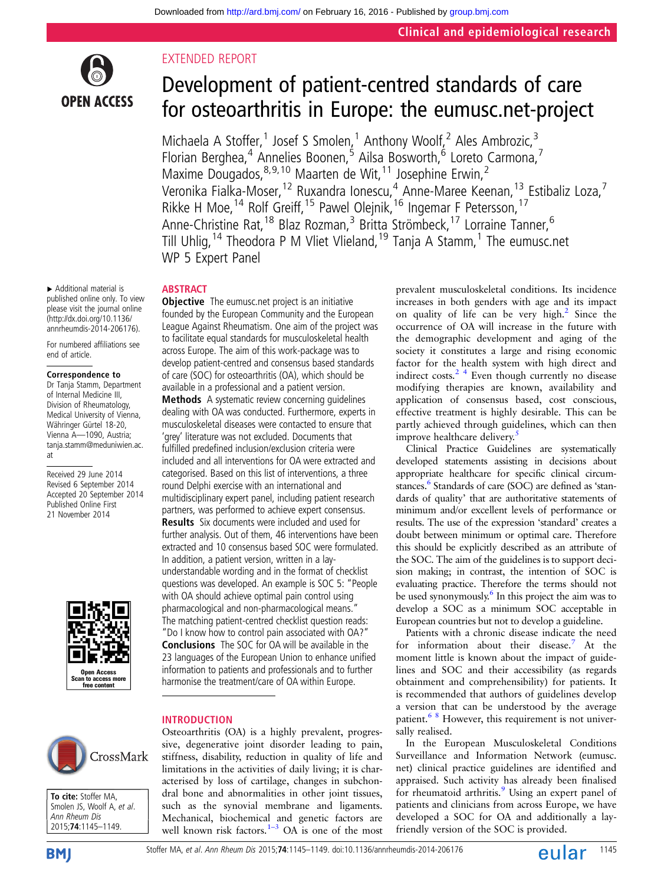EXTENDED REPORT

# Development of patient-centred standards of care for osteoarthritis in Europe: the eumusc.net-project

Michaela A Stoffer,[1] Josef S Smolen,[1] Anthony Woolf,[2] Ales Ambrozic,[3] Florian Berghea,[4] Annelies Boonen,[5] Ailsa Bosworth,[6] Loreto Carmona,[7] Maxime Dougados,[8,9,10] Maarten de Wit,[11] Josephine Erwin,[2] Veronika Fialka-Moser,[12] Ruxandra Ionescu,[4] Anne-Maree Keenan,[13] Estibaliz Loza,[7] Rikke H Moe,[14] Rolf Greiff,[15] Pawel Olejnik,[16] Ingemar F Petersson,[17] Anne-Christine Rat,[18] Blaz Rozman,[3] Britta Strömbeck,[17] Lorraine Tanner,[6] Till Uhlig,[14] Theodora P M Vliet Vlieland,[19] Tanja A Stamm,[1] The eumusc.net WP 5 Expert Panel

▸ Additional material is published online only. To view please visit the journal online (http://dx.doi.org/10.1136/annrheumdis-2014-206176).

For numbered affiliations see end of article.

**Correspondence to**
Dr Tanja Stamm, Department of Internal Medicine III, Division of Rheumatology, Medical University of Vienna, Währinger Gürtel 18-20, Vienna A—1090, Austria; tanja.stamm@meduniwien.ac.at

Received 29 June 2014
Revised 6 September 2014
Accepted 20 September 2014
Published Online First 21 November 2014

**To cite:** Stoffer MA, Smolen JS, Woolf A, *et al*. *Ann Rheum Dis* 2015;**74**:1145–1149.

## ABSTRACT

**Objective** The eumusc.net project is an initiative founded by the European Community and the European League Against Rheumatism. One aim of the project was to facilitate equal standards for musculoskeletal health across Europe. The aim of this work-package was to develop patient-centred and consensus based standards of care (SOC) for osteoarthritis (OA), which should be available in a professional and a patient version.

**Methods** A systematic review concerning guidelines dealing with OA was conducted. Furthermore, experts in musculoskeletal diseases were contacted to ensure that 'grey' literature was not excluded. Documents that fulfilled predefined inclusion/exclusion criteria were included and all interventions for OA were extracted and categorised. Based on this list of interventions, a three round Delphi exercise with an international and multidisciplinary expert panel, including patient research partners, was performed to achieve expert consensus.

**Results** Six documents were included and used for further analysis. Out of them, 46 interventions have been extracted and 10 consensus based SOC were formulated. In addition, a patient version, written in a lay-understandable wording and in the format of checklist questions was developed. An example is SOC 5: "People with OA should achieve optimal pain control using pharmacological and non-pharmacological means." The matching patient-centred checklist question reads: "Do I know how to control pain associated with OA?"

**Conclusions** The SOC for OA will be available in the 23 languages of the European Union to enhance unified information to patients and professionals and to further harmonise the treatment/care of OA within Europe.

## INTRODUCTION

Osteoarthritis (OA) is a highly prevalent, progressive, degenerative joint disorder leading to pain, stiffness, disability, reduction in quality of life and limitations in the activities of daily living; it is characterised by loss of cartilage, changes in subchondral bone and abnormalities in other joint tissues, such as the synovial membrane and ligaments. Mechanical, biochemical and genetic factors are well known risk factors.[1–3] OA is one of the most prevalent musculoskeletal conditions. Its incidence increases in both genders with age and its impact on quality of life can be very high.[2] Since the occurrence of OA will increase in the future with the demographic development and aging of the society it constitutes a large and rising economic factor for the health system with high direct and indirect costs.[2 4] Even though currently no disease modifying therapies are known, availability and application of consensus based, cost conscious, effective treatment is highly desirable. This can be partly achieved through guidelines, which can then improve healthcare delivery.[5]

Clinical Practice Guidelines are systematically developed statements assisting in decisions about appropriate healthcare for specific clinical circumstances.[6] Standards of care (SOC) are defined as 'standards of quality' that are authoritative statements of minimum and/or excellent levels of performance or results. The use of the expression 'standard' creates a doubt between minimum or optimal care. Therefore this should be explicitly described as an attribute of the SOC. The aim of the guidelines is to support decision making; in contrast, the intention of SOC is evaluating practice. Therefore the terms should not be used synonymously.[6] In this project the aim was to develop a SOC as a minimum SOC acceptable in European countries but not to develop a guideline.

Patients with a chronic disease indicate the need for information about their disease.[7] At the moment little is known about the impact of guidelines and SOC and their accessibility (as regards obtainment and comprehensibility) for patients. It is recommended that authors of guidelines develop a version that can be understood by the average patient.[6 8] However, this requirement is not universally realised.

In the European Musculoskeletal Conditions Surveillance and Information Network (eumusc.net) clinical practice guidelines are identified and appraised. Such activity has already been finalised for rheumatoid arthritis.[9] Using an expert panel of patients and clinicians from across Europe, we have developed a SOC for OA and additionally a lay-friendly version of the SOC is provided.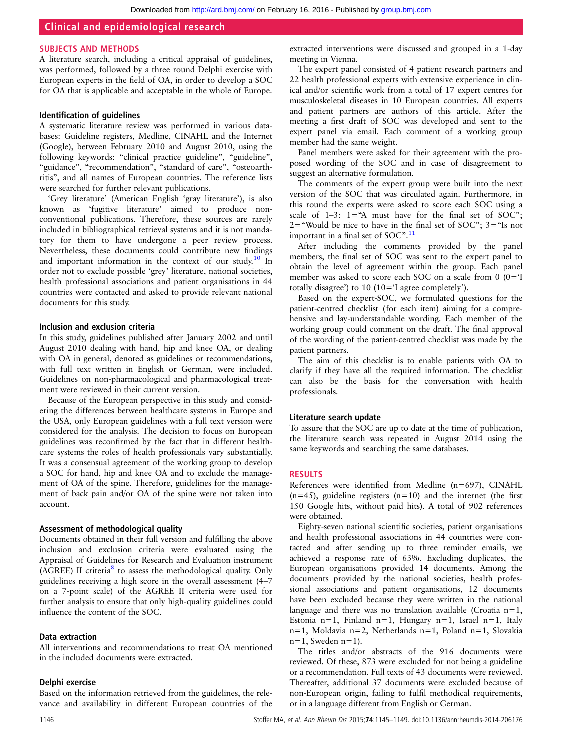## SUBJECTS AND METHODS

A literature search, including a critical appraisal of guidelines, was performed, followed by a three round Delphi exercise with European experts in the field of OA, in order to develop a SOC for OA that is applicable and acceptable in the whole of Europe.

### Identification of guidelines

A systematic literature review was performed in various databases: Guideline registers, Medline, CINAHL and the Internet (Google), between February 2010 and August 2010, using the following keywords: "clinical practice guideline", "guideline", "guidance", "recommendation", "standard of care", "osteoarthritis", and all names of European countries. The reference lists were searched for further relevant publications.

'Grey literature' (American English 'gray literature'), is also known as 'fugitive literature' aimed to produce non-conventional publications. Therefore, these sources are rarely included in bibliographical retrieval systems and it is not mandatory for them to have undergone a peer review process. Nevertheless, these documents could contribute new findings and important information in the context of our study.[10] In order not to exclude possible 'grey' literature, national societies, health professional associations and patient organisations in 44 countries were contacted and asked to provide relevant national documents for this study.

### Inclusion and exclusion criteria

In this study, guidelines published after January 2002 and until August 2010 dealing with hand, hip and knee OA, or dealing with OA in general, denoted as guidelines or recommendations, with full text written in English or German, were included. Guidelines on non-pharmacological and pharmacological treatment were reviewed in their current version.

Because of the European perspective in this study and considering the differences between healthcare systems in Europe and the USA, only European guidelines with a full text version were considered for the analysis. The decision to focus on European guidelines was reconfirmed by the fact that in different healthcare systems the roles of health professionals vary substantially. It was a consensual agreement of the working group to develop a SOC for hand, hip and knee OA and to exclude the management of OA of the spine. Therefore, guidelines for the management of back pain and/or OA of the spine were not taken into account.

### Assessment of methodological quality

Documents obtained in their full version and fulfilling the above inclusion and exclusion criteria were evaluated using the Appraisal of Guidelines for Research and Evaluation instrument (AGREE) II criteria[8] to assess the methodological quality. Only guidelines receiving a high score in the overall assessment (4–7 on a 7-point scale) of the AGREE II criteria were used for further analysis to ensure that only high-quality guidelines could influence the content of the SOC.

### Data extraction

All interventions and recommendations to treat OA mentioned in the included documents were extracted.

### Delphi exercise

Based on the information retrieved from the guidelines, the relevance and availability in different European countries of the extracted interventions were discussed and grouped in a 1-day meeting in Vienna.

The expert panel consisted of 4 patient research partners and 22 health professional experts with extensive experience in clinical and/or scientific work from a total of 17 expert centres for musculoskeletal diseases in 10 European countries. All experts and patient partners are authors of this article. After the meeting a first draft of SOC was developed and sent to the expert panel via email. Each comment of a working group member had the same weight.

Panel members were asked for their agreement with the proposed wording of the SOC and in case of disagreement to suggest an alternative formulation.

The comments of the expert group were built into the next version of the SOC that was circulated again. Furthermore, in this round the experts were asked to score each SOC using a scale of 1–3: 1="A must have for the final set of SOC"; 2="Would be nice to have in the final set of SOC"; 3="Is not important in a final set of SOC".[11]

After including the comments provided by the panel members, the final set of SOC was sent to the expert panel to obtain the level of agreement within the group. Each panel member was asked to score each SOC on a scale from 0 (0='I totally disagree') to 10 (10='I agree completely').

Based on the expert-SOC, we formulated questions for the patient-centred checklist (for each item) aiming for a comprehensive and lay-understandable wording. Each member of the working group could comment on the draft. The final approval of the wording of the patient-centred checklist was made by the patient partners.

The aim of this checklist is to enable patients with OA to clarify if they have all the required information. The checklist can also be the basis for the conversation with health professionals.

### Literature search update

To assure that the SOC are up to date at the time of publication, the literature search was repeated in August 2014 using the same keywords and searching the same databases.

## RESULTS

References were identified from Medline (n=697), CINAHL (n=45), guideline registers (n=10) and the internet (the first 150 Google hits, without paid hits). A total of 902 references were obtained.

Eighty-seven national scientific societies, patient organisations and health professional associations in 44 countries were contacted and after sending up to three reminder emails, we achieved a response rate of 63%. Excluding duplicates, the European organisations provided 14 documents. Among the documents provided by the national societies, health professional associations and patient organisations, 12 documents have been excluded because they were written in the national language and there was no translation available (Croatia n=1, Estonia n=1, Finland n=1, Hungary n=1, Israel n=1, Italy n=1, Moldavia n=2, Netherlands n=1, Poland n=1, Slovakia n=1, Sweden n=1).

The titles and/or abstracts of the 916 documents were reviewed. Of these, 873 were excluded for not being a guideline or a recommendation. Full texts of 43 documents were reviewed. Thereafter, additional 37 documents were excluded because of non-European origin, failing to fulfil methodical requirements, or in a language different from English or German.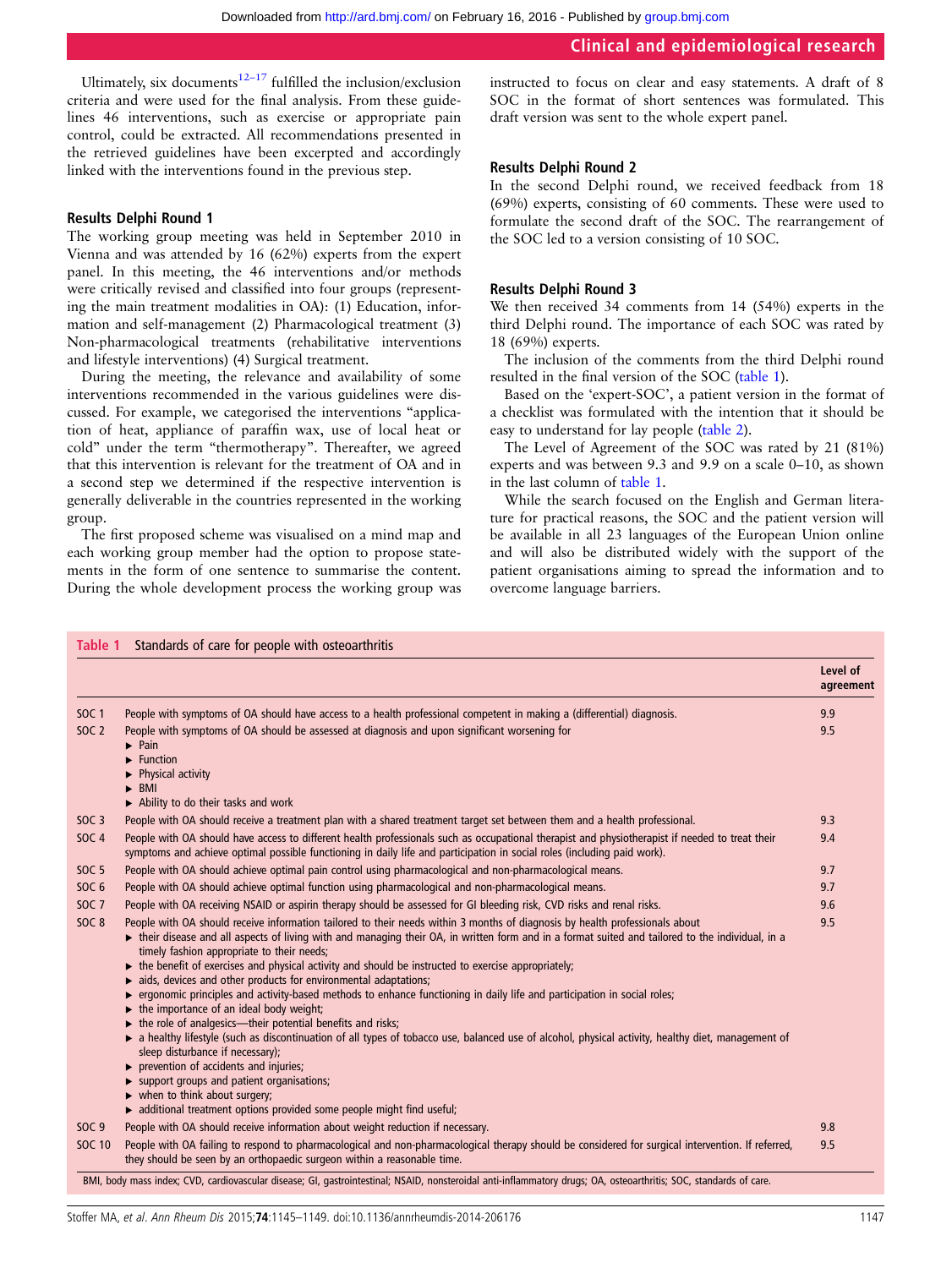Ultimately, six documents[12–17] fulfilled the inclusion/exclusion criteria and were used for the final analysis. From these guidelines 46 interventions, such as exercise or appropriate pain control, could be extracted. All recommendations presented in the retrieved guidelines have been excerpted and accordingly linked with the interventions found in the previous step.

### Results Delphi Round 1

The working group meeting was held in September 2010 in Vienna and was attended by 16 (62%) experts from the expert panel. In this meeting, the 46 interventions and/or methods were critically revised and classified into four groups (representing the main treatment modalities in OA): (1) Education, information and self-management (2) Pharmacological treatment (3) Non-pharmacological treatments (rehabilitative interventions and lifestyle interventions) (4) Surgical treatment.

During the meeting, the relevance and availability of some interventions recommended in the various guidelines were discussed. For example, we categorised the interventions "application of heat, appliance of paraffin wax, use of local heat or cold" under the term "thermotherapy". Thereafter, we agreed that this intervention is relevant for the treatment of OA and in a second step we determined if the respective intervention is generally deliverable in the countries represented in the working group.

The first proposed scheme was visualised on a mind map and each working group member had the option to propose statements in the form of one sentence to summarise the content. During the whole development process the working group was instructed to focus on clear and easy statements. A draft of 8 SOC in the format of short sentences was formulated. This draft version was sent to the whole expert panel.

### Results Delphi Round 2

In the second Delphi round, we received feedback from 18 (69%) experts, consisting of 60 comments. These were used to formulate the second draft of the SOC. The rearrangement of the SOC led to a version consisting of 10 SOC.

### Results Delphi Round 3

We then received 34 comments from 14 (54%) experts in the third Delphi round. The importance of each SOC was rated by 18 (69%) experts.

The inclusion of the comments from the third Delphi round resulted in the final version of the SOC (table 1).

Based on the 'expert-SOC', a patient version in the format of a checklist was formulated with the intention that it should be easy to understand for lay people (table 2).

The Level of Agreement of the SOC was rated by 21 (81%) experts and was between 9.3 and 9.9 on a scale 0–10, as shown in the last column of table 1.

While the search focused on the English and German literature for practical reasons, the SOC and the patient version will be available in all 23 languages of the European Union online and will also be distributed widely with the support of the patient organisations aiming to spread the information and to overcome language barriers.

**Table 1** Standards of care for people with osteoarthritis

| | | Level of agreement |
|---|---|---|
| SOC 1 | People with symptoms of OA should have access to a health professional competent in making a (differential) diagnosis. | 9.9 |
| SOC 2 | People with symptoms of OA should be assessed at diagnosis and upon significant worsening for<br>▸ Pain<br>▸ Function<br>▸ Physical activity<br>▸ BMI<br>▸ Ability to do their tasks and work | 9.5 |
| SOC 3 | People with OA should receive a treatment plan with a shared treatment target set between them and a health professional. | 9.3 |
| SOC 4 | People with OA should have access to different health professionals such as occupational therapist and physiotherapist if needed to treat their symptoms and achieve optimal possible functioning in daily life and participation in social roles (including paid work). | 9.4 |
| SOC 5 | People with OA should achieve optimal pain control using pharmacological and non-pharmacological means. | 9.7 |
| SOC 6 | People with OA should achieve optimal function using pharmacological and non-pharmacological means. | 9.7 |
| SOC 7 | People with OA receiving NSAID or aspirin therapy should be assessed for GI bleeding risk, CVD risks and renal risks. | 9.6 |
| SOC 8 | People with OA should receive information tailored to their needs within 3 months of diagnosis by health professionals about<br>▸ their disease and all aspects of living with and managing their OA, in written form and in a format suited and tailored to the individual, in a timely fashion appropriate to their needs;<br>▸ the benefit of exercises and physical activity and should be instructed to exercise appropriately;<br>▸ aids, devices and other products for environmental adaptations;<br>▸ ergonomic principles and activity-based methods to enhance functioning in daily life and participation in social roles;<br>▸ the importance of an ideal body weight;<br>▸ the role of analgesics—their potential benefits and risks;<br>▸ a healthy lifestyle (such as discontinuation of all types of tobacco use, balanced use of alcohol, physical activity, healthy diet, management of sleep disturbance if necessary);<br>▸ prevention of accidents and injuries;<br>▸ support groups and patient organisations;<br>▸ when to think about surgery;<br>▸ additional treatment options provided some people might find useful; | 9.5 |
| SOC 9 | People with OA should receive information about weight reduction if necessary. | 9.8 |
| SOC 10 | People with OA failing to respond to pharmacological and non-pharmacological therapy should be considered for surgical intervention. If referred, they should be seen by an orthopaedic surgeon within a reasonable time. | 9.5 |

BMI, body mass index; CVD, cardiovascular disease; GI, gastrointestinal; NSAID, nonsteroidal anti-inflammatory drugs; OA, osteoarthritis; SOC, standards of care.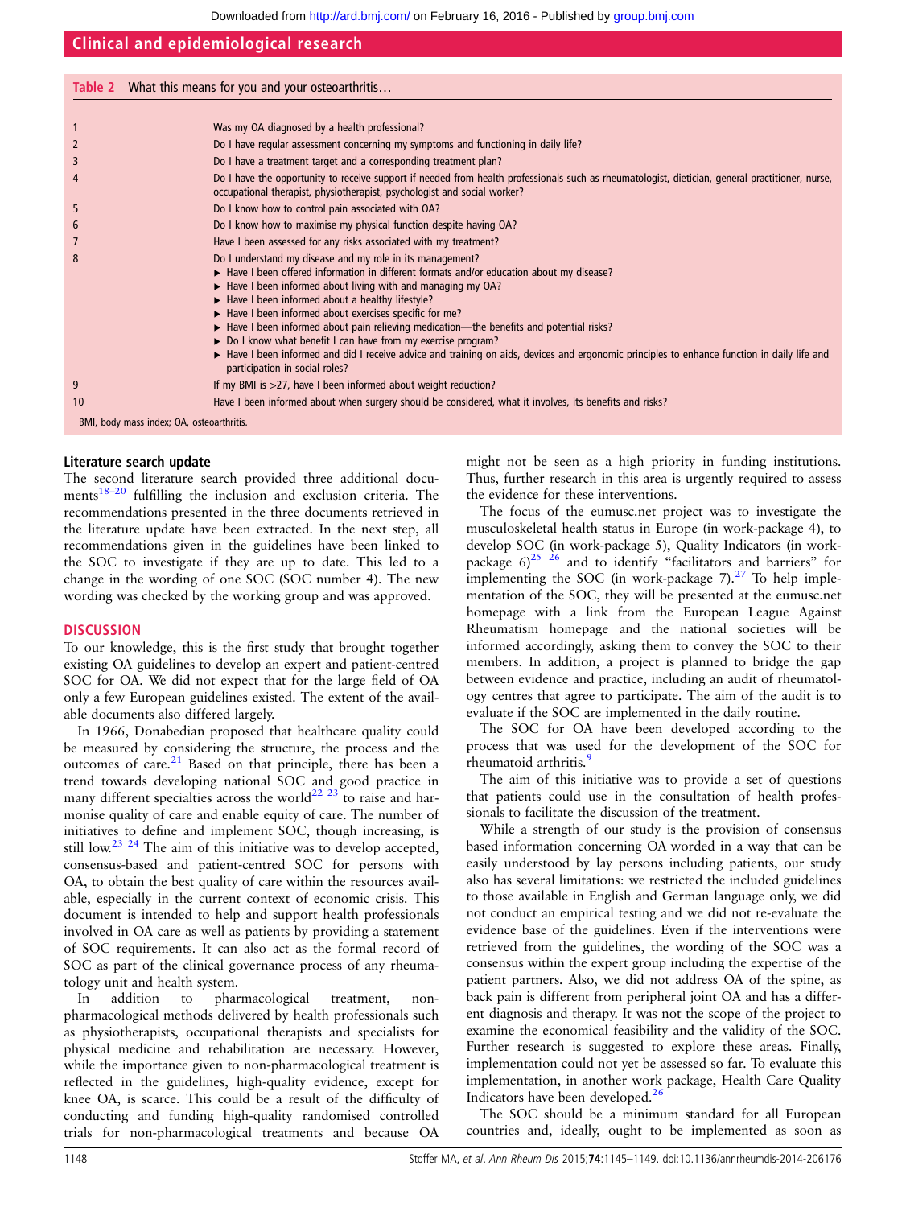**Table 2** What this means for you and your osteoarthritis…

| | |
|---|---|
| 1 | Was my OA diagnosed by a health professional? |
| 2 | Do I have regular assessment concerning my symptoms and functioning in daily life? |
| 3 | Do I have a treatment target and a corresponding treatment plan? |
| 4 | Do I have the opportunity to receive support if needed from health professionals such as rheumatologist, dietician, general practitioner, nurse, occupational therapist, physiotherapist, psychologist and social worker? |
| 5 | Do I know how to control pain associated with OA? |
| 6 | Do I know how to maximise my physical function despite having OA? |
| 7 | Have I been assessed for any risks associated with my treatment? |
| 8 | Do I understand my disease and my role in its management?<br>► Have I been offered information in different formats and/or education about my disease?<br>► Have I been informed about living with and managing my OA?<br>► Have I been informed about a healthy lifestyle?<br>► Have I been informed about exercises specific for me?<br>► Have I been informed about pain relieving medication—the benefits and potential risks?<br>► Do I know what benefit I can have from my exercise program?<br>► Have I been informed and did I receive advice and training on aids, devices and ergonomic principles to enhance function in daily life and participation in social roles? |
| 9 | If my BMI is >27, have I been informed about weight reduction? |
| 10 | Have I been informed about when surgery should be considered, what it involves, its benefits and risks? |

BMI, body mass index; OA, osteoarthritis.

### Literature search update

The second literature search provided three additional documents[18–20] fulfilling the inclusion and exclusion criteria. The recommendations presented in the three documents retrieved in the literature update have been extracted. In the next step, all recommendations given in the guidelines have been linked to the SOC to investigate if they are up to date. This led to a change in the wording of one SOC (SOC number 4). The new wording was checked by the working group and was approved.

## DISCUSSION

To our knowledge, this is the first study that brought together existing OA guidelines to develop an expert and patient-centred SOC for OA. We did not expect that for the large field of OA only a few European guidelines existed. The extent of the available documents also differed largely.

In 1966, Donabedian proposed that healthcare quality could be measured by considering the structure, the process and the outcomes of care.[21] Based on that principle, there has been a trend towards developing national SOC and good practice in many different specialties across the world[22 23] to raise and harmonise quality of care and enable equity of care. The number of initiatives to define and implement SOC, though increasing, is still low.[23 24] The aim of this initiative was to develop accepted, consensus-based and patient-centred SOC for persons with OA, to obtain the best quality of care within the resources available, especially in the current context of economic crisis. This document is intended to help and support health professionals involved in OA care as well as patients by providing a statement of SOC requirements. It can also act as the formal record of SOC as part of the clinical governance process of any rheumatology unit and health system.

In addition to pharmacological treatment, non-pharmacological methods delivered by health professionals such as physiotherapists, occupational therapists and specialists for physical medicine and rehabilitation are necessary. However, while the importance given to non-pharmacological treatment is reflected in the guidelines, high-quality evidence, except for knee OA, is scarce. This could be a result of the difficulty of conducting and funding high-quality randomised controlled trials for non-pharmacological treatments and because OA might not be seen as a high priority in funding institutions. Thus, further research in this area is urgently required to assess the evidence for these interventions.

The focus of the eumusc.net project was to investigate the musculoskeletal health status in Europe (in work-package 4), to develop SOC (in work-package 5), Quality Indicators (in work-package 6)[25 26] and to identify "facilitators and barriers" for implementing the SOC (in work-package 7).[27] To help implementation of the SOC, they will be presented at the eumusc.net homepage with a link from the European League Against Rheumatism homepage and the national societies will be informed accordingly, asking them to convey the SOC to their members. In addition, a project is planned to bridge the gap between evidence and practice, including an audit of rheumatology centres that agree to participate. The aim of the audit is to evaluate if the SOC are implemented in the daily routine.

The SOC for OA have been developed according to the process that was used for the development of the SOC for rheumatoid arthritis.[9]

The aim of this initiative was to provide a set of questions that patients could use in the consultation of health professionals to facilitate the discussion of the treatment.

While a strength of our study is the provision of consensus based information concerning OA worded in a way that can be easily understood by lay persons including patients, our study also has several limitations: we restricted the included guidelines to those available in English and German language only, we did not conduct an empirical testing and we did not re-evaluate the evidence base of the guidelines. Even if the interventions were retrieved from the guidelines, the wording of the SOC was a consensus within the expert group including the expertise of the patient partners. Also, we did not address OA of the spine, as back pain is different from peripheral joint OA and has a different diagnosis and therapy. It was not the scope of the project to examine the economical feasibility and the validity of the SOC. Further research is suggested to explore these areas. Finally, implementation could not yet be assessed so far. To evaluate this implementation, in another work package, Health Care Quality Indicators have been developed.[26]

The SOC should be a minimum standard for all European countries and, ideally, ought to be implemented as soon as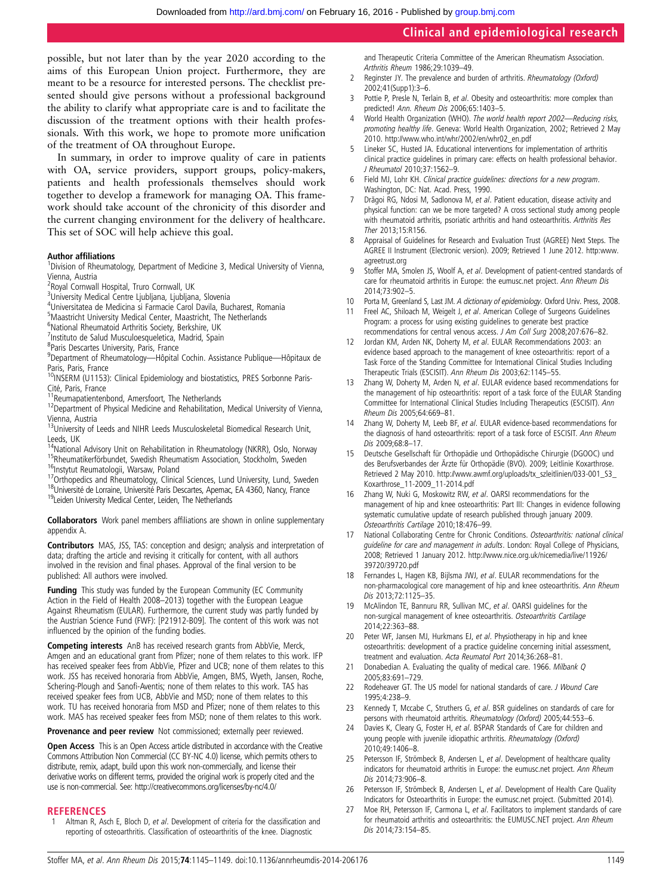possible, but not later than by the year 2020 according to the aims of this European Union project. Furthermore, they are meant to be a resource for interested persons. The checklist presented should give persons without a professional background the ability to clarify what appropriate care is and to facilitate the discussion of the treatment options with their health professionals. With this work, we hope to promote more unification of the treatment of OA throughout Europe.

In summary, in order to improve quality of care in patients with OA, service providers, support groups, policy-makers, patients and health professionals themselves should work together to develop a framework for managing OA. This framework should take account of the chronicity of this disorder and the current changing environment for the delivery of healthcare. This set of SOC will help achieve this goal.

**Author affiliations**

[1]Division of Rheumatology, Department of Medicine 3, Medical University of Vienna, Vienna, Austria
[2]Royal Cornwall Hospital, Truro Cornwall, UK
[3]University Medical Centre Ljubljana, Ljubljana, Slovenia
[4]Universitatea de Medicina si Farmacie Carol Davila, Bucharest, Romania
[5]Maastricht University Medical Center, Maastricht, The Netherlands
[6]National Rheumatoid Arthritis Society, Berkshire, UK
[7]Instituto de Salud Musculosqueletica, Madrid, Spain
[8]Paris Descartes University, Paris, France
[9]Department of Rheumatology—Hôpital Cochin. Assistance Publique—Hôpitaux de Paris, Paris, France
[10]INSERM (U1153): Clinical Epidemiology and biostatistics, PRES Sorbonne Paris-Cité, Paris, France
[11]Reumapatientenbond, Amersfoort, The Netherlands
[12]Department of Physical Medicine and Rehabilitation, Medical University of Vienna, Vienna, Austria
[13]University of Leeds and NIHR Leeds Musculoskeletal Biomedical Research Unit, Leeds, UK
[14]National Advisory Unit on Rehabilitation in Rheumatology (NKRR), Oslo, Norway
[15]Rheumatikerförbundet, Swedish Rheumatism Association, Stockholm, Sweden
[16]Instytut Reumatologii, Warsaw, Poland
[17]Orthopedics and Rheumatology, Clinical Sciences, Lund University, Lund, Sweden
[18]Université de Lorraine, Université Paris Descartes, Apemac, EA 4360, Nancy, France
[19]Leiden University Medical Center, Leiden, The Netherlands

**Collaborators** Work panel members affiliations are shown in online supplementary appendix A.

**Contributors** MAS, JSS, TAS: conception and design; analysis and interpretation of data; drafting the article and revising it critically for content, with all authors involved in the revision and final phases. Approval of the final version to be published: All authors were involved.

**Funding** This study was funded by the European Community (EC Community Action in the Field of Health 2008–2013) together with the European League Against Rheumatism (EULAR). Furthermore, the current study was partly funded by the Austrian Science Fund (FWF): [P21912-B09]. The content of this work was not influenced by the opinion of the funding bodies.

**Competing interests** AnB has received research grants from AbbVie, Merck, Amgen and an educational grant from Pfizer; none of them relates to this work. IFP has received speaker fees from AbbVie, Pfizer and UCB; none of them relates to this work. JSS has received honoraria from AbbVie, Amgen, BMS, Wyeth, Jansen, Roche, Schering-Plough and Sanofi-Aventis; none of them relates to this work. TAS has received speaker fees from UCB, AbbVie and MSD; none of them relates to this work. TU has received honoraria from MSD and Pfizer; none of them relates to this work. MAS has received speaker fees from MSD; none of them relates to this work.

**Provenance and peer review** Not commissioned; externally peer reviewed.

**Open Access** This is an Open Access article distributed in accordance with the Creative Commons Attribution Non Commercial (CC BY-NC 4.0) license, which permits others to distribute, remix, adapt, build upon this work non-commercially, and license their derivative works on different terms, provided the original work is properly cited and the use is non-commercial. See: http://creativecommons.org/licenses/by-nc/4.0/

## REFERENCES

1. Altman R, Asch E, Bloch D, *et al*. Development of criteria for the classification and reporting of osteoarthritis. Classification of osteoarthritis of the knee. Diagnostic and Therapeutic Criteria Committee of the American Rheumatism Association. *Arthritis Rheum* 1986;29:1039–49.
2. Reginster JY. The prevalence and burden of arthritis. *Rheumatology (Oxford)* 2002;41(Supp1):3–6.
3. Pottie P, Presle N, Terlain B, *et al*. Obesity and osteoarthritis: more complex than predicted! *Ann. Rheum Dis* 2006;65:1403–5.
4. World Health Organization (WHO). *The world health report 2002—Reducing risks, promoting healthy life*. Geneva: World Health Organization, 2002; Retrieved 2 May 2010. http://www.who.int/whr/2002/en/whr02_en.pdf
5. Lineker SC, Husted JA. Educational interventions for implementation of arthritis clinical practice guidelines in primary care: effects on health professional behavior. *J Rheumatol* 2010;37:1562–9.
6. Field MJ, Lohr KH. *Clinical practice guidelines: directions for a new program*. Washington, DC: Nat. Acad. Press, 1990.
7. Drăgoi RG, Ndosi M, Sadlonova M, *et al*. Patient education, disease activity and physical function: can we be more targeted? A cross sectional study among people with rheumatoid arthritis, psoriatic arthritis and hand osteoarthritis. *Arthritis Res Ther* 2013;15:R156.
8. Appraisal of Guidelines for Research and Evaluation Trust (AGREE) Next Steps. The AGREE II Instrument (Electronic version). 2009; Retrieved 1 June 2012. http:www.agreetrust.org
9. Stoffer MA, Smolen JS, Woolf A, *et al*. Development of patient-centred standards of care for rheumatoid arthritis in Europe: the eumusc.net project. *Ann Rheum Dis* 2014;73:902–5.
10. Porta M, Greenland S, Last JM. *A dictionary of epidemiology*. Oxford Univ. Press, 2008.
11. Freel AC, Shiloach M, Weigelt J, *et al*. American College of Surgeons Guidelines Program: a process for using existing guidelines to generate best practice recommendations for central venous access. *J Am Coll Surg* 2008;207:676–82.
12. Jordan KM, Arden NK, Doherty M, *et al*. EULAR Recommendations 2003: an evidence based approach to the management of knee osteoarthritis: report of a Task Force of the Standing Committee for International Clinical Studies Including Therapeutic Trials (ESCISIT). *Ann Rheum Dis* 2003;62:1145–55.
13. Zhang W, Doherty M, Arden N, *et al*. EULAR evidence based recommendations for the management of hip osteoarthritis: report of a task force of the EULAR Standing Committee for International Clinical Studies Including Therapeutics (ESCISIT). *Ann Rheum Dis* 2005;64:669–81.
14. Zhang W, Doherty M, Leeb BF, *et al*. EULAR evidence-based recommendations for the diagnosis of hand osteoarthritis: report of a task force of ESCISIT. *Ann Rheum Dis* 2009;68:8–17.
15. Deutsche Gesellschaft für Orthopädie und Orthopädische Chirurgie (DGOOC) und des Berufsverbandes der Ärzte für Orthopädie (BVO). 2009; Leitlinie Koxarthrose. Retrieved 2 May 2010. http://www.awmf.org/uploads/tx_szleitlinien/033-001_S3_Koxarthrose_11-2009_11-2014.pdf
16. Zhang W, Nuki G, Moskowitz RW, *et al*. OARSI recommendations for the management of hip and knee osteoarthritis: Part III: Changes in evidence following systematic cumulative update of research published through january 2009. *Osteoarthritis Cartilage* 2010;18:476–99.
17. National Collaborating Centre for Chronic Conditions. *Osteoarthritis: national clinical guideline for care and management in adults*. London: Royal College of Physicians, 2008; Retrieved 1 January 2012. http://www.nice.org.uk/nicemedia/live/11926/39720/39720.pdf
18. Fernandes L, Hagen KB, Bijlsma JWJ, *et al*. EULAR recommendations for the non-pharmacological core management of hip and knee osteoarthritis. *Ann Rheum Dis* 2013;72:1125–35.
19. McAlindon TE, Bannuru RR, Sullivan MC, *et al*. OARSI guidelines for the non-surgical management of knee osteoarthritis. *Osteoarthritis Cartilage* 2014;22:363–88.
20. Peter WF, Jansen MJ, Hurkmans EJ, *et al*. Physiotherapy in hip and knee osteoarthritis: development of a practice guideline concerning initial assessment, treatment and evaluation. *Acta Reumatol Port* 2014;36:268–81.
21. Donabedian A. Evaluating the quality of medical care. 1966. *Milbank Q* 2005;83:691–729.
22. Rodeheaver GT. The US model for national standards of care. *J Wound Care* 1995;4:238–9.
23. Kennedy T, Mccabe C, Struthers G, *et al*. BSR guidelines on standards of care for persons with rheumatoid arthritis. *Rheumatology (Oxford)* 2005;44:553–6.
24. Davies K, Cleary G, Foster H, *et al*. BSPAR Standards of Care for children and young people with juvenile idiopathic arthritis. *Rheumatology (Oxford)* 2010;49:1406–8.
25. Petersson IF, Strömbeck B, Andersen L, *et al*. Development of healthcare quality indicators for rheumatoid arthritis in Europe: the eumusc.net project. *Ann Rheum Dis* 2014;73:906–8.
26. Petersson IF, Strömbeck B, Andersen L, *et al*. Development of Health Care Quality Indicators for Osteoarthritis in Europe: the eumusc.net project. (Submitted 2014).
27. Moe RH, Petersson IF, Carmona L, *et al*. Facilitators to implement standards of care for rheumatoid arthritis and osteoarthritis: the EUMUSC.NET project. *Ann Rheum Dis* 2014;73:154–85.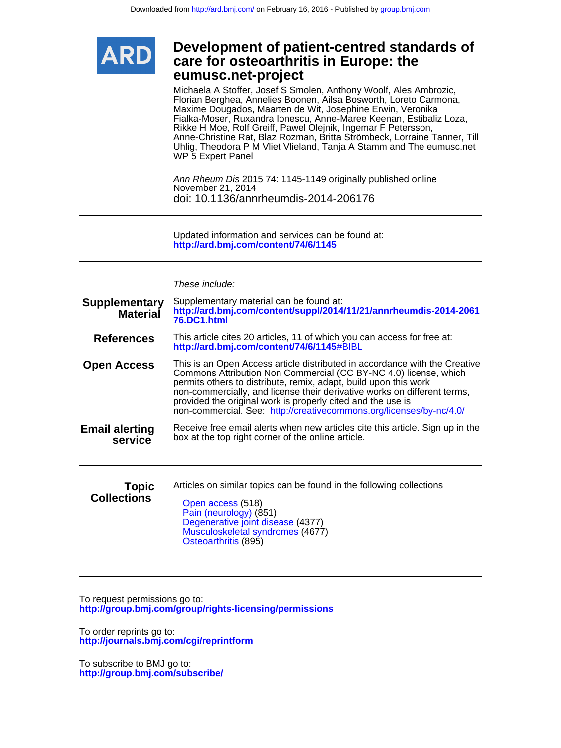Downloaded from http://ard.bmj.com/ on February 16, 2016 - Published by group.bmj.com

# Development of patient-centred standards of care for osteoarthritis in Europe: the eumusc.net-project

Michaela A Stoffer, Josef S Smolen, Anthony Woolf, Ales Ambrozic, Florian Berghea, Annelies Boonen, Ailsa Bosworth, Loreto Carmona, Maxime Dougados, Maarten de Wit, Josephine Erwin, Veronika Fialka-Moser, Ruxandra Ionescu, Anne-Maree Keenan, Estibaliz Loza, Rikke H Moe, Rolf Greiff, Pawel Olejnik, Ingemar F Petersson, Anne-Christine Rat, Blaz Rozman, Britta Strömbeck, Lorraine Tanner, Till Uhlig, Theodora P M Vliet Vlieland, Tanja A Stamm and The eumusc.net WP 5 Expert Panel

*Ann Rheum Dis* 2015 74: 1145-1149 originally published online November 21, 2014
doi: 10.1136/annrheumdis-2014-206176

---

Updated information and services can be found at:
**http://ard.bmj.com/content/74/6/1145**

---

*These include:*

**Supplementary Material**
Supplementary material can be found at:
**http://ard.bmj.com/content/suppl/2014/11/21/annrheumdis-2014-206176.DC1.html**

**References**
This article cites 20 articles, 11 of which you can access for free at:
**http://ard.bmj.com/content/74/6/1145**#BIBL

**Open Access**
This is an Open Access article distributed in accordance with the Creative Commons Attribution Non Commercial (CC BY-NC 4.0) license, which permits others to distribute, remix, adapt, build upon this work non-commercially, and license their derivative works on different terms, provided the original work is properly cited and the use is non-commercial. See: http://creativecommons.org/licenses/by-nc/4.0/

**Email alerting service**
Receive free email alerts when new articles cite this article. Sign up in the box at the top right corner of the online article.

---

**Topic Collections**
Articles on similar topics can be found in the following collections

- Open access (518)
- Pain (neurology) (851)
- Degenerative joint disease (4377)
- Musculoskeletal syndromes (4677)
- Osteoarthritis (895)

---

To request permissions go to:
**http://group.bmj.com/group/rights-licensing/permissions**

To order reprints go to:
**http://journals.bmj.com/cgi/reprintform**

To subscribe to BMJ go to:
**http://group.bmj.com/subscribe/**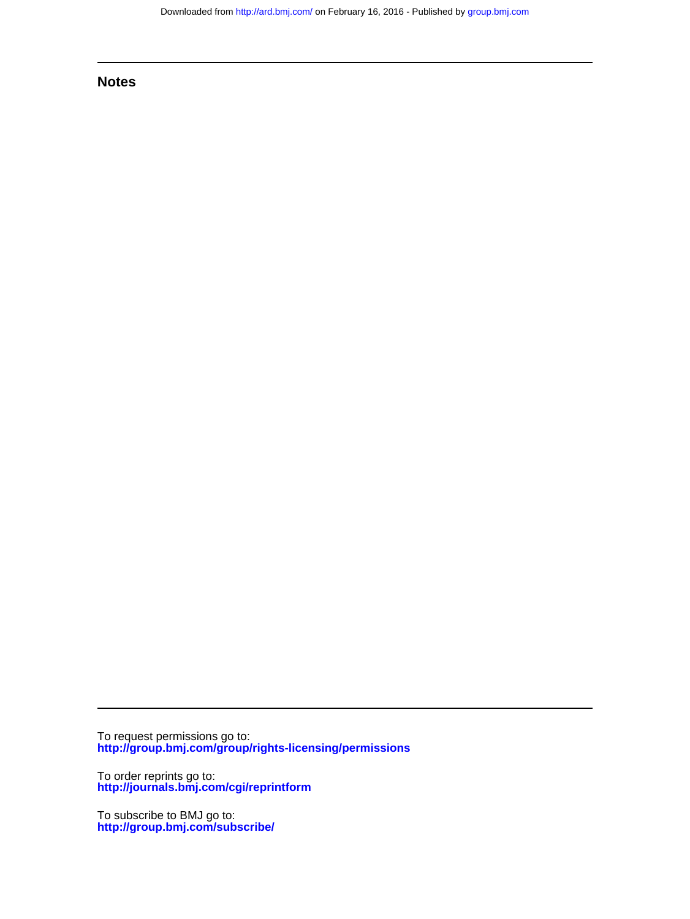## Notes

To request permissions go to:
**http://group.bmj.com/group/rights-licensing/permissions**

To order reprints go to:
**http://journals.bmj.com/cgi/reprintform**

To subscribe to BMJ go to:
**http://group.bmj.com/subscribe/**